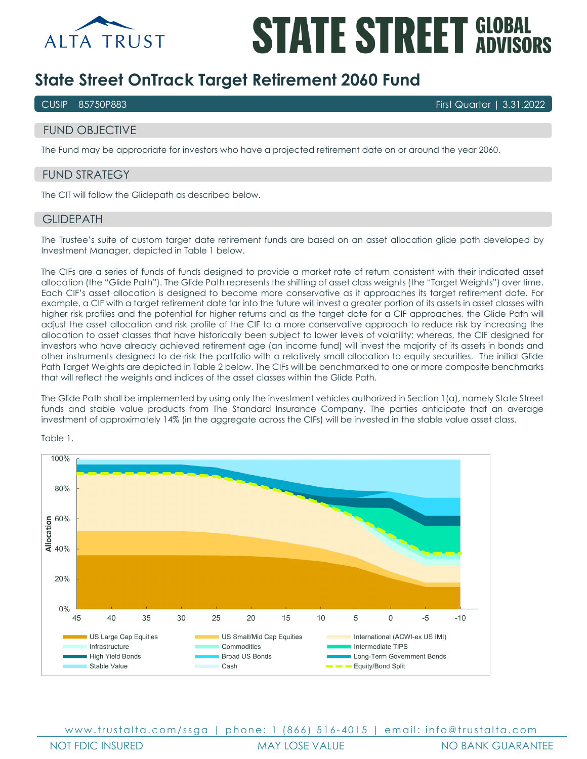ALTA TRUST

STATE STREET GLOBAL ADVISORS

# State Street OnTrack Target Retirement 2060 Fund

CUSIP 85750P883 | First Quarter | 3.31.2022

## FUND OBJECTIVE

The Fund may be appropriate for investors who have a projected retirement date on or around the year 2060.

## FUND STRATEGY

The CIT will follow the Glidepath as described below.

## GLIDEPATH

The Trustee's suite of custom target date retirement funds are based on an asset allocation glide path developed by Investment Manager, depicted in Table 1 below.

The CIFs are a series of funds of funds designed to provide a market rate of return consistent with their indicated asset allocation (the "Glide Path"). The Glide Path represents the shifting of asset class weights (the "Target Weights") over time. Each CIF's asset allocation is designed to become more conservative as it approaches its target retirement date. For example, a CIF with a target retirement date far into the future will invest a greater portion of its assets in asset classes with higher risk profiles and the potential for higher returns and as the target date for a CIF approaches, the Glide Path will adjust the asset allocation and risk profile of the CIF to a more conservative approach to reduce risk by increasing the allocation to asset classes that have historically been subject to lower levels of volatility; whereas, the CIF designed for investors who have already achieved retirement age (an income fund) will invest the majority of its assets in bonds and other instruments designed to de-risk the portfolio with a relatively small allocation to equity securities. The initial Glide Path Target Weights are depicted in Table 2 below. The CIFs will be benchmarked to one or more composite benchmarks that will reflect the weights and indices of the asset classes within the Glide Path.

The Glide Path shall be implemented by using only the investment vehicles authorized in Section 1(a), namely State Street funds and stable value products from The Standard Insurance Company. The parties anticipate that an average investment of approximately 14% (in the aggregate across the CIFs) will be invested in the stable value asset class.

Table 1.

Allocation (0%–100%) by years to retirement (45 to -10)

Legend: US Large Cap Equities; US Small/Mid Cap Equities; International (ACWI-ex US IMI); Infrastructure; Commodities; Intermediate TIPS; High Yield Bonds; Broad US Bonds; Long-Term Government Bonds; Stable Value; Cash; Equity/Bond Split

www.trustalta.com/ssga | phone: 1 (866) 516-4015 | email: info@trustalta.com

NOT FDIC INSURED | MAY LOSE VALUE | NO BANK GUARANTEE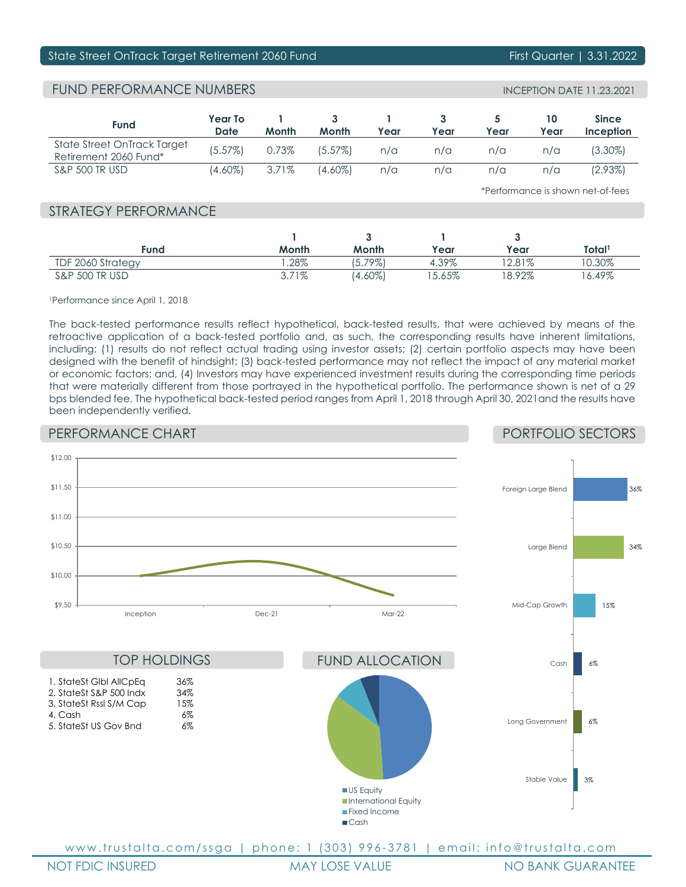State Street OnTrack Target Retirement 2060 Fund | First Quarter | 3.31.2022

## FUND PERFORMANCE NUMBERS

INCEPTION DATE 11.23.2021

| Fund | Year To Date | 1 Month | 3 Month | 1 Year | 3 Year | 5 Year | 10 Year | Since Inception |
|---|---|---|---|---|---|---|---|---|
| State Street OnTrack Target Retirement 2060 Fund* | (5.57%) | 0.73% | (5.57%) | n/a | n/a | n/a | n/a | (3.30%) |
| S&P 500 TR USD | (4.60%) | 3.71% | (4.60%) | n/a | n/a | n/a | n/a | (2.93%) |

*Performance is shown net-of-fees

## STRATEGY PERFORMANCE

| Fund | 1 Month | 3 Month | 1 Year | 3 Year | Total[1] |
|---|---|---|---|---|---|
| TDF 2060 Strategy | 1.28% | (5.79%) | 4.39% | 12.81% | 10.30% |
| S&P 500 TR USD | 3.71% | (4.60%) | 15.65% | 18.92% | 16.49% |

[1]Performance since April 1, 2018

The back-tested performance results reflect hypothetical, back-tested results, that were achieved by means of the retroactive application of a back-tested portfolio and, as such, the corresponding results have inherent limitations, including: (1) results do not reflect actual trading using investor assets; (2) certain portfolio aspects may have been designed with the benefit of hindsight; (3) back-tested performance may not reflect the impact of any material market or economic factors; and, (4) Investors may have experienced investment results during the corresponding time periods that were materially different from those portrayed in the hypothetical portfolio. The performance shown is net of a 29 bps blended fee. The hypothetical back-tested period ranges from April 1, 2018 through April 30, 2021and the results have been independently verified.

## PERFORMANCE CHART

$12.00, $11.50, $11.00, $10.50, $10.00, $9.50

Inception, Dec-21, Mar-22

## PORTFOLIO SECTORS

| Sector | % |
|---|---|
| Foreign Large Blend | 36% |
| Large Blend | 34% |
| Mid-Cap Growth | 15% |
| Cash | 6% |
| Long Government | 6% |
| Stable Value | 3% |

## TOP HOLDINGS

| Holding | % |
|---|---|
| 1. StateSt Glbl AllCpEq | 36% |
| 2. StateSt S&P 500 Indx | 34% |
| 3. StateSt Rssl S/M Cap | 15% |
| 4. Cash | 6% |
| 5. StateSt US Gov Bnd | 6% |

## FUND ALLOCATION

- US Equity
- International Equity
- Fixed Income
- Cash

www.trustalta.com/ssga | phone: 1 (303) 996-3781 | email: info@trustalta.com

NOT FDIC INSURED | MAY LOSE VALUE | NO BANK GUARANTEE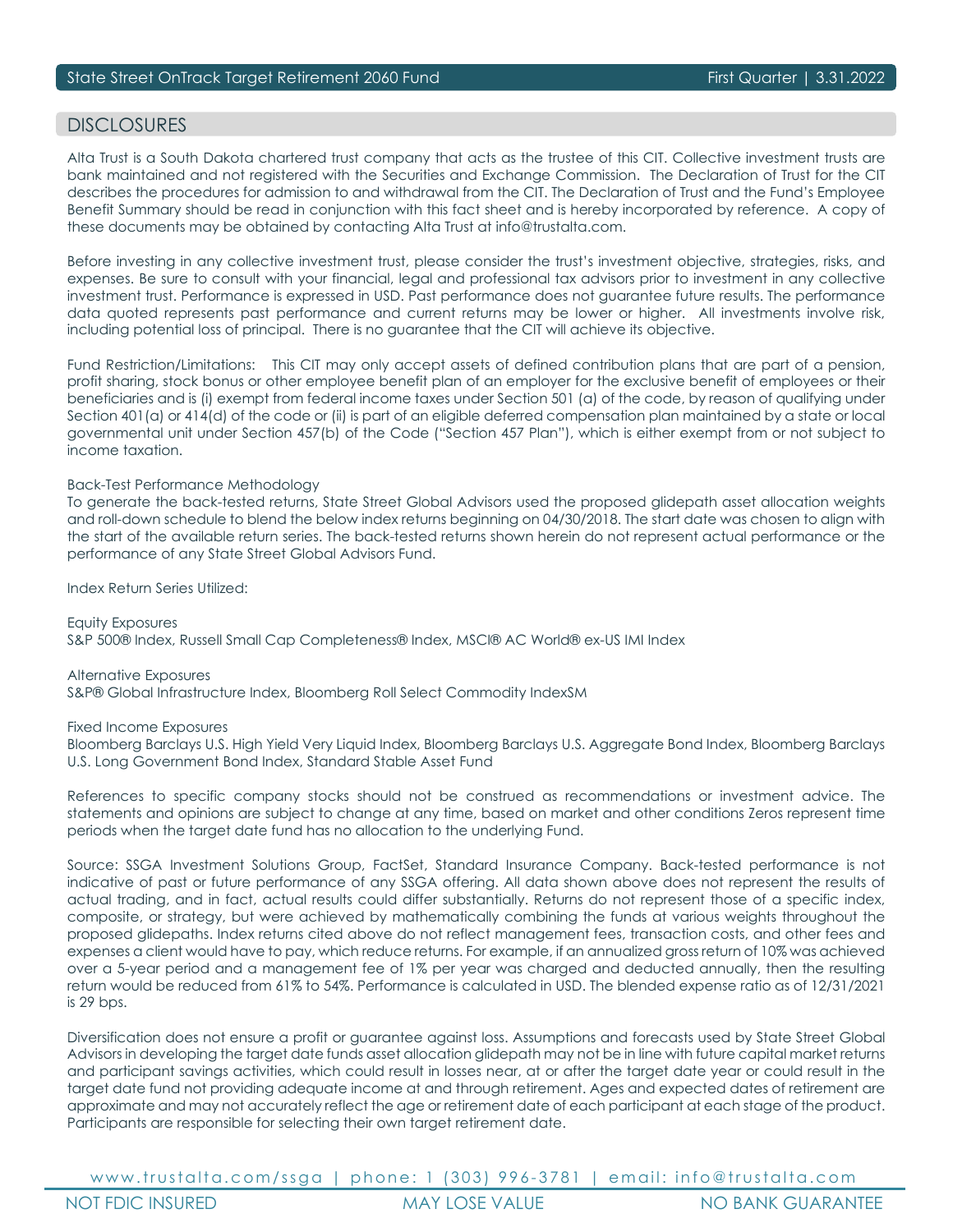## DISCLOSURES

Alta Trust is a South Dakota chartered trust company that acts as the trustee of this CIT. Collective investment trusts are bank maintained and not registered with the Securities and Exchange Commission. The Declaration of Trust for the CIT describes the procedures for admission to and withdrawal from the CIT. The Declaration of Trust and the Fund's Employee Benefit Summary should be read in conjunction with this fact sheet and is hereby incorporated by reference. A copy of these documents may be obtained by contacting Alta Trust at info@trustalta.com.

Before investing in any collective investment trust, please consider the trust's investment objective, strategies, risks, and expenses. Be sure to consult with your financial, legal and professional tax advisors prior to investment in any collective investment trust. Performance is expressed in USD. Past performance does not guarantee future results. The performance data quoted represents past performance and current returns may be lower or higher. All investments involve risk, including potential loss of principal. There is no guarantee that the CIT will achieve its objective.

Fund Restriction/Limitations: This CIT may only accept assets of defined contribution plans that are part of a pension, profit sharing, stock bonus or other employee benefit plan of an employer for the exclusive benefit of employees or their beneficiaries and is (i) exempt from federal income taxes under Section 501 (a) of the code, by reason of qualifying under Section 401(a) or 414(d) of the code or (ii) is part of an eligible deferred compensation plan maintained by a state or local governmental unit under Section 457(b) of the Code ("Section 457 Plan"), which is either exempt from or not subject to income taxation.

Back-Test Performance Methodology
To generate the back-tested returns, State Street Global Advisors used the proposed glidepath asset allocation weights and roll-down schedule to blend the below index returns beginning on 04/30/2018. The start date was chosen to align with the start of the available return series. The back-tested returns shown herein do not represent actual performance or the performance of any State Street Global Advisors Fund.

Index Return Series Utilized:

Equity Exposures
S&P 500® Index, Russell Small Cap Completeness® Index, MSCI® AC World® ex-US IMI Index

Alternative Exposures
S&P® Global Infrastructure Index, Bloomberg Roll Select Commodity IndexSM

Fixed Income Exposures
Bloomberg Barclays U.S. High Yield Very Liquid Index, Bloomberg Barclays U.S. Aggregate Bond Index, Bloomberg Barclays U.S. Long Government Bond Index, Standard Stable Asset Fund

References to specific company stocks should not be construed as recommendations or investment advice. The statements and opinions are subject to change at any time, based on market and other conditions Zeros represent time periods when the target date fund has no allocation to the underlying Fund.

Source: SSGA Investment Solutions Group, FactSet, Standard Insurance Company. Back-tested performance is not indicative of past or future performance of any SSGA offering. All data shown above does not represent the results of actual trading, and in fact, actual results could differ substantially. Returns do not represent those of a specific index, composite, or strategy, but were achieved by mathematically combining the funds at various weights throughout the proposed glidepaths. Index returns cited above do not reflect management fees, transaction costs, and other fees and expenses a client would have to pay, which reduce returns. For example, if an annualized gross return of 10% was achieved over a 5-year period and a management fee of 1% per year was charged and deducted annually, then the resulting return would be reduced from 61% to 54%. Performance is calculated in USD. The blended expense ratio as of 12/31/2021 is 29 bps.

Diversification does not ensure a profit or guarantee against loss. Assumptions and forecasts used by State Street Global Advisors in developing the target date funds asset allocation glidepath may not be in line with future capital market returns and participant savings activities, which could result in losses near, at or after the target date year or could result in the target date fund not providing adequate income at and through retirement. Ages and expected dates of retirement are approximate and may not accurately reflect the age or retirement date of each participant at each stage of the product. Participants are responsible for selecting their own target retirement date.

www.trustalta.com/ssga | phone: 1 (303) 996-3781 | email: info@trustalta.com

NOT FDIC INSURED | MAY LOSE VALUE | NO BANK GUARANTEE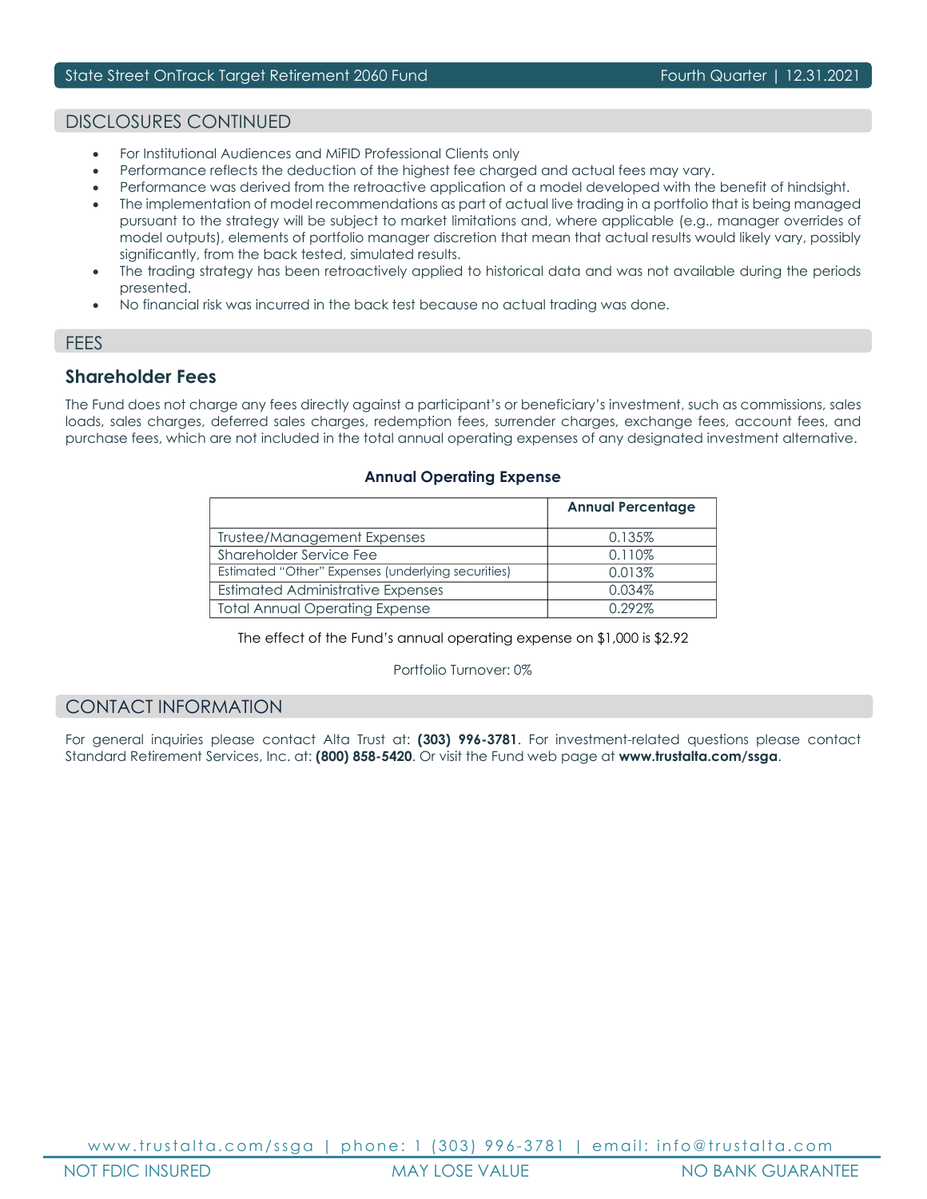## DISCLOSURES CONTINUED

- For Institutional Audiences and MiFID Professional Clients only
- Performance reflects the deduction of the highest fee charged and actual fees may vary.
- Performance was derived from the retroactive application of a model developed with the benefit of hindsight.
- The implementation of model recommendations as part of actual live trading in a portfolio that is being managed pursuant to the strategy will be subject to market limitations and, where applicable (e.g., manager overrides of model outputs), elements of portfolio manager discretion that mean that actual results would likely vary, possibly significantly, from the back tested, simulated results.
- The trading strategy has been retroactively applied to historical data and was not available during the periods presented.
- No financial risk was incurred in the back test because no actual trading was done.

## FEES

### Shareholder Fees

The Fund does not charge any fees directly against a participant's or beneficiary's investment, such as commissions, sales loads, sales charges, deferred sales charges, redemption fees, surrender charges, exchange fees, account fees, and purchase fees, which are not included in the total annual operating expenses of any designated investment alternative.

**Annual Operating Expense**

| | Annual Percentage |
|---|---|
| Trustee/Management Expenses | 0.135% |
| Shareholder Service Fee | 0.110% |
| Estimated "Other" Expenses (underlying securities) | 0.013% |
| Estimated Administrative Expenses | 0.034% |
| Total Annual Operating Expense | 0.292% |

The effect of the Fund's annual operating expense on $1,000 is $2.92

Portfolio Turnover: 0%

## CONTACT INFORMATION

For general inquiries please contact Alta Trust at: **(303) 996-3781**. For investment-related questions please contact Standard Retirement Services, Inc. at: **(800) 858-5420**. Or visit the Fund web page at **www.trustalta.com/ssga**.

www.trustalta.com/ssga | phone: 1 (303) 996-3781 | email: info@trustalta.com

NOT FDIC INSURED MAY LOSE VALUE NO BANK GUARANTEE